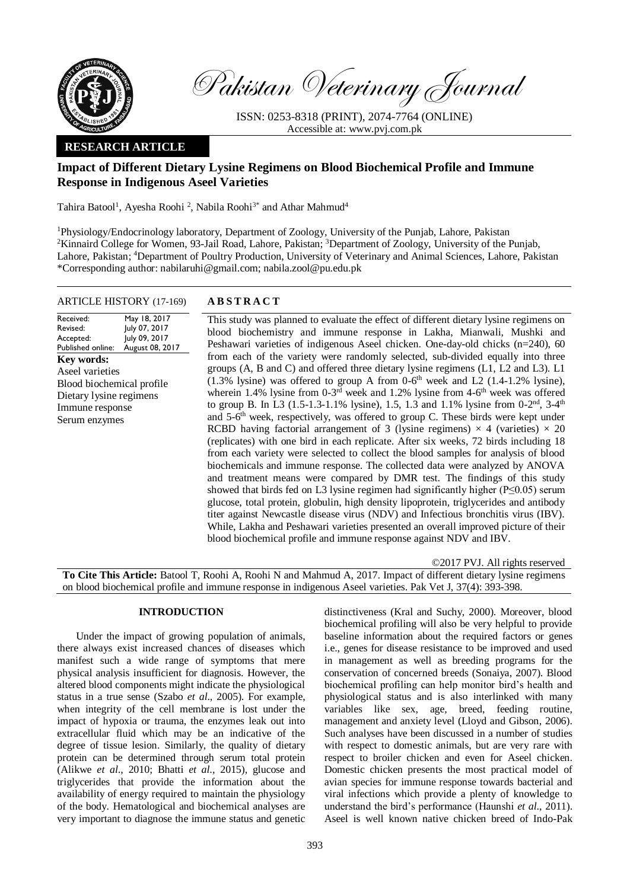Pakistan Veterinary Journal

ISSN: 0253-8318 (PRINT), 2074-7764 (ONLINE)
Accessible at: www.pvj.com.pk

**RESEARCH ARTICLE**

# Impact of Different Dietary Lysine Regimens on Blood Biochemical Profile and Immune Response in Indigenous Aseel Varieties

Tahira Batool[1], Ayesha Roohi [2], Nabila Roohi[3*] and Athar Mahmud[4]

[1]Physiology/Endocrinology laboratory, Department of Zoology, University of the Punjab, Lahore, Pakistan
[2]Kinnaird College for Women, 93-Jail Road, Lahore, Pakistan; [3]Department of Zoology, University of the Punjab, Lahore, Pakistan; [4]Department of Poultry Production, University of Veterinary and Animal Sciences, Lahore, Pakistan
*Corresponding author: nabilaruhi@gmail.com; nabila.zool@pu.edu.pk

**ARTICLE HISTORY** (17-169)

| | |
|---|---|
| Received: | May 18, 2017 |
| Revised: | July 07, 2017 |
| Accepted: | July 09, 2017 |
| Published online: | August 08, 2017 |

**Key words:**
Aseel varieties
Blood biochemical profile
Dietary lysine regimens
Immune response
Serum enzymes

## ABSTRACT

This study was planned to evaluate the effect of different dietary lysine regimens on blood biochemistry and immune response in Lakha, Mianwali, Mushki and Peshawari varieties of indigenous Aseel chicken. One-day-old chicks (n=240), 60 from each of the variety were randomly selected, sub-divided equally into three groups (A, B and C) and offered three dietary lysine regimens (L1, L2 and L3). L1 (1.3% lysine) was offered to group A from 0-6$^{th}$ week and L2 (1.4-1.2% lysine), wherein 1.4% lysine from 0-3$^{rd}$ week and 1.2% lysine from 4-6$^{th}$ week was offered to group B. In L3 (1.5-1.3-1.1% lysine), 1.5, 1.3 and 1.1% lysine from 0-2$^{nd}$, 3-4$^{th}$ and 5-6$^{th}$ week, respectively, was offered to group C. These birds were kept under RCBD having factorial arrangement of 3 (lysine regimens) × 4 (varieties) × 20 (replicates) with one bird in each replicate. After six weeks, 72 birds including 18 from each variety were selected to collect the blood samples for analysis of blood biochemicals and immune response. The collected data were analyzed by ANOVA and treatment means were compared by DMR test. The findings of this study showed that birds fed on L3 lysine regimen had significantly higher ($P \leq 0.05$) serum glucose, total protein, globulin, high density lipoprotein, triglycerides and antibody titer against Newcastle disease virus (NDV) and Infectious bronchitis virus (IBV). While, Lakha and Peshawari varieties presented an overall improved picture of their blood biochemical profile and immune response against NDV and IBV.

©2017 PVJ. All rights reserved

**To Cite This Article:** Batool T, Roohi A, Roohi N and Mahmud A, 2017. Impact of different dietary lysine regimens on blood biochemical profile and immune response in indigenous Aseel varieties. Pak Vet J, 37(4): 393-398.

## INTRODUCTION

Under the impact of growing population of animals, there always exist increased chances of diseases which manifest such a wide range of symptoms that mere physical analysis insufficient for diagnosis. However, the altered blood components might indicate the physiological status in a true sense (Szabo *et al*., 2005). For example, when integrity of the cell membrane is lost under the impact of hypoxia or trauma, the enzymes leak out into extracellular fluid which may be an indicative of the degree of tissue lesion. Similarly, the quality of dietary protein can be determined through serum total protein (Alikwe *et al*., 2010; Bhatti *et al*., 2015), glucose and triglycerides that provide the information about the availability of energy required to maintain the physiology of the body. Hematological and biochemical analyses are very important to diagnose the immune status and genetic distinctiveness (Kral and Suchy, 2000). Moreover, blood biochemical profiling will also be very helpful to provide baseline information about the required factors or genes i.e., genes for disease resistance to be improved and used in management as well as breeding programs for the conservation of concerned breeds (Sonaiya, 2007). Blood biochemical profiling can help monitor bird's health and physiological status and is also interlinked with many variables like sex, age, breed, feeding routine, management and anxiety level (Lloyd and Gibson, 2006). Such analyses have been discussed in a number of studies with respect to domestic animals, but are very rare with respect to broiler chicken and even for Aseel chicken. Domestic chicken presents the most practical model of avian species for immune response towards bacterial and viral infections which provide a plenty of knowledge to understand the bird's performance (Haunshi *et al*., 2011). Aseel is well known native chicken breed of Indo-Pak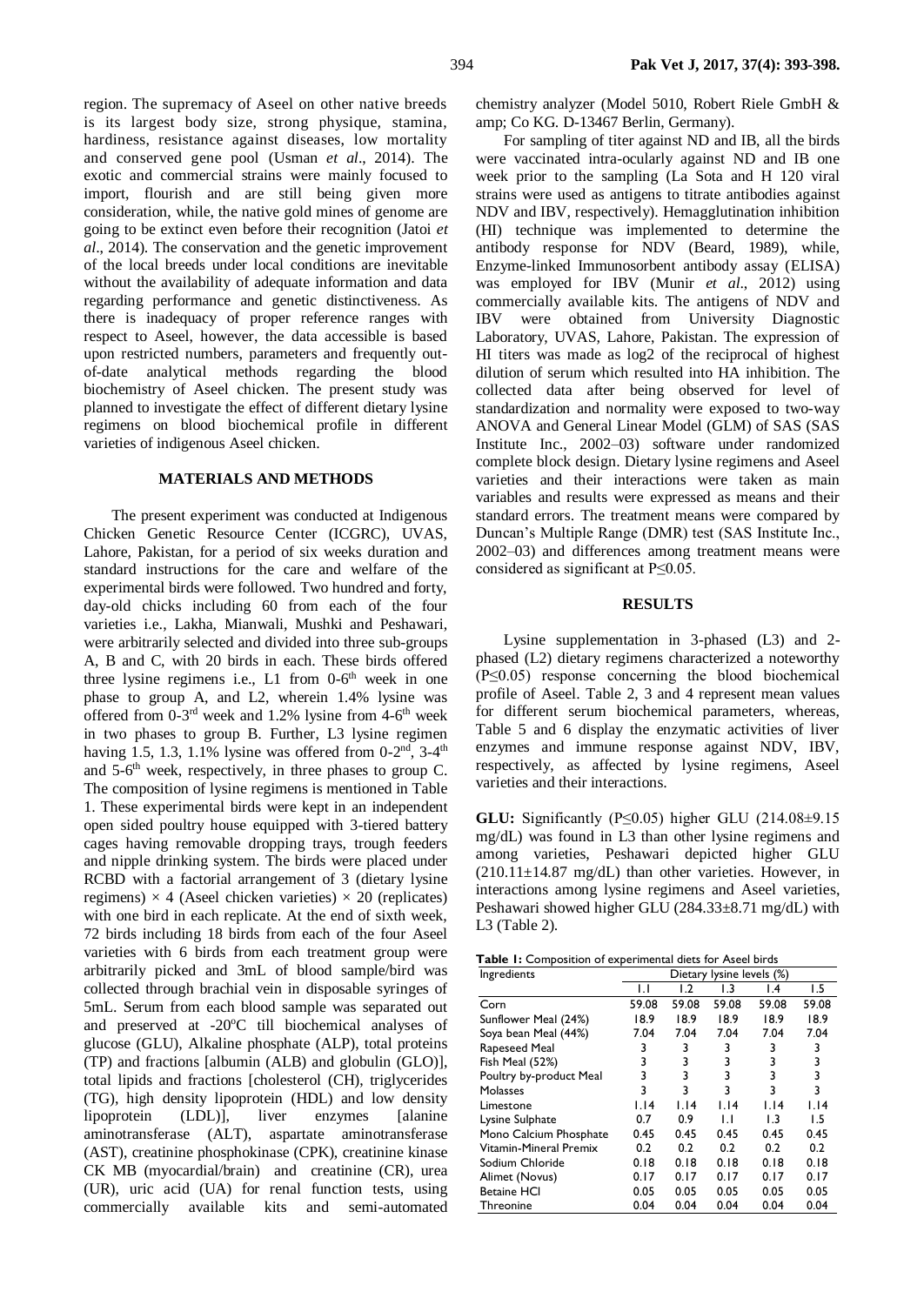region. The supremacy of Aseel on other native breeds is its largest body size, strong physique, stamina, hardiness, resistance against diseases, low mortality and conserved gene pool (Usman *et al*., 2014). The exotic and commercial strains were mainly focused to import, flourish and are still being given more consideration, while, the native gold mines of genome are going to be extinct even before their recognition (Jatoi *et al*., 2014). The conservation and the genetic improvement of the local breeds under local conditions are inevitable without the availability of adequate information and data regarding performance and genetic distinctiveness. As there is inadequacy of proper reference ranges with respect to Aseel, however, the data accessible is based upon restricted numbers, parameters and frequently out-of-date analytical methods regarding the blood biochemistry of Aseel chicken. The present study was planned to investigate the effect of different dietary lysine regimens on blood biochemical profile in different varieties of indigenous Aseel chicken.

## MATERIALS AND METHODS

The present experiment was conducted at Indigenous Chicken Genetic Resource Center (ICGRC), UVAS, Lahore, Pakistan, for a period of six weeks duration and standard instructions for the care and welfare of the experimental birds were followed. Two hundred and forty, day-old chicks including 60 from each of the four varieties i.e., Lakha, Mianwali, Mushki and Peshawari, were arbitrarily selected and divided into three sub-groups A, B and C, with 20 birds in each. These birds offered three lysine regimens i.e., L1 from 0-6$^{th}$ week in one phase to group A, and L2, wherein 1.4% lysine was offered from 0-3$^{rd}$ week and 1.2% lysine from 4-6$^{th}$ week in two phases to group B. Further, L3 lysine regimen having 1.5, 1.3, 1.1% lysine was offered from 0-2$^{nd}$, 3-4$^{th}$ and 5-6$^{th}$ week, respectively, in three phases to group C. The composition of lysine regimens is mentioned in Table 1. These experimental birds were kept in an independent open sided poultry house equipped with 3-tiered battery cages having removable dropping trays, trough feeders and nipple drinking system. The birds were placed under RCBD with a factorial arrangement of 3 (dietary lysine regimens) × 4 (Aseel chicken varieties) × 20 (replicates) with one bird in each replicate. At the end of sixth week, 72 birds including 18 birds from each of the four Aseel varieties with 6 birds from each treatment group were arbitrarily picked and 3mL of blood sample/bird was collected through brachial vein in disposable syringes of 5mL. Serum from each blood sample was separated out and preserved at -20$^{o}$C till biochemical analyses of glucose (GLU), Alkaline phosphate (ALP), total proteins (TP) and fractions [albumin (ALB) and globulin (GLO)], total lipids and fractions [cholesterol (CH), triglycerides (TG), high density lipoprotein (HDL) and low density lipoprotein (LDL)], liver enzymes [alanine aminotransferase (ALT), aspartate aminotransferase (AST), creatinine phosphokinase (CPK), creatinine kinase CK MB (myocardial/brain) and creatinine (CR), urea (UR), uric acid (UA) for renal function tests, using commercially available kits and semi-automated chemistry analyzer (Model 5010, Robert Riele GmbH & amp; Co KG. D-13467 Berlin, Germany).

For sampling of titer against ND and IB, all the birds were vaccinated intra-ocularly against ND and IB one week prior to the sampling (La Sota and H 120 viral strains were used as antigens to titrate antibodies against NDV and IBV, respectively). Hemagglutination inhibition (HI) technique was implemented to determine the antibody response for NDV (Beard, 1989), while, Enzyme-linked Immunosorbent antibody assay (ELISA) was employed for IBV (Munir *et al*., 2012) using commercially available kits. The antigens of NDV and IBV were obtained from University Diagnostic Laboratory, UVAS, Lahore, Pakistan. The expression of HI titers was made as log2 of the reciprocal of highest dilution of serum which resulted into HA inhibition. The collected data after being observed for level of standardization and normality were exposed to two-way ANOVA and General Linear Model (GLM) of SAS (SAS Institute Inc., 2002–03) software under randomized complete block design. Dietary lysine regimens and Aseel varieties and their interactions were taken as main variables and results were expressed as means and their standard errors. The treatment means were compared by Duncan's Multiple Range (DMR) test (SAS Institute Inc., 2002–03) and differences among treatment means were considered as significant at $P \leq 0.05$.

## RESULTS

Lysine supplementation in 3-phased (L3) and 2-phased (L2) dietary regimens characterized a noteworthy ($P \leq 0.05$) response concerning the blood biochemical profile of Aseel. Table 2, 3 and 4 represent mean values for different serum biochemical parameters, whereas, Table 5 and 6 display the enzymatic activities of liver enzymes and immune response against NDV, IBV, respectively, as affected by lysine regimens, Aseel varieties and their interactions.

**GLU:** Significantly ($P \leq 0.05$) higher GLU (214.08±9.15 mg/dL) was found in L3 than other lysine regimens and among varieties, Peshawari depicted higher GLU (210.11±14.87 mg/dL) than other varieties. However, in interactions among lysine regimens and Aseel varieties, Peshawari showed higher GLU (284.33±8.71 mg/dL) with L3 (Table 2).

**Table 1:** Composition of experimental diets for Aseel birds

| Ingredients | Dietary lysine levels (%) | | | | |
|---|---|---|---|---|---|
| | 1.1 | 1.2 | 1.3 | 1.4 | 1.5 |
| Corn | 59.08 | 59.08 | 59.08 | 59.08 | 59.08 |
| Sunflower Meal (24%) | 18.9 | 18.9 | 18.9 | 18.9 | 18.9 |
| Soya bean Meal (44%) | 7.04 | 7.04 | 7.04 | 7.04 | 7.04 |
| Rapeseed Meal | 3 | 3 | 3 | 3 | 3 |
| Fish Meal (52%) | 3 | 3 | 3 | 3 | 3 |
| Poultry by-product Meal | 3 | 3 | 3 | 3 | 3 |
| Molasses | 3 | 3 | 3 | 3 | 3 |
| Limestone | 1.14 | 1.14 | 1.14 | 1.14 | 1.14 |
| Lysine Sulphate | 0.7 | 0.9 | 1.1 | 1.3 | 1.5 |
| Mono Calcium Phosphate | 0.45 | 0.45 | 0.45 | 0.45 | 0.45 |
| Vitamin-Mineral Premix | 0.2 | 0.2 | 0.2 | 0.2 | 0.2 |
| Sodium Chloride | 0.18 | 0.18 | 0.18 | 0.18 | 0.18 |
| Alimet (Novus) | 0.17 | 0.17 | 0.17 | 0.17 | 0.17 |
| Betaine HCl | 0.05 | 0.05 | 0.05 | 0.05 | 0.05 |
| Threonine | 0.04 | 0.04 | 0.04 | 0.04 | 0.04 |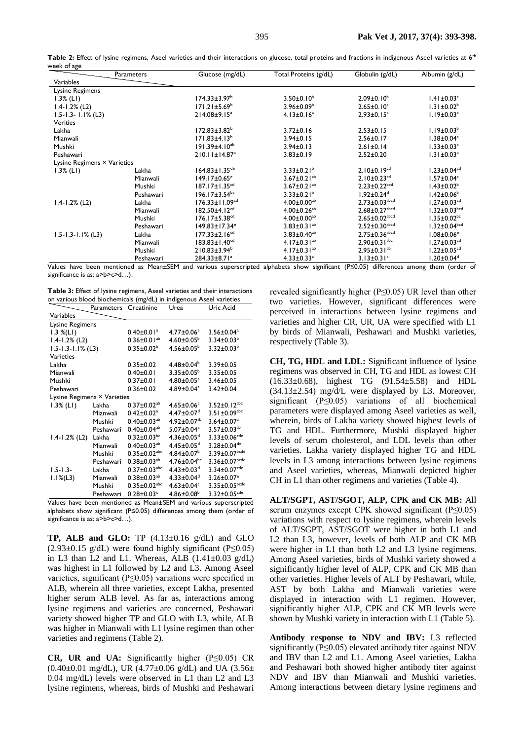**Table 2:** Effect of lysine regimens, Aseel varieties and their interactions on glucose, total proteins and fractions in indigenous Aseel varieties at 6th week of age

| Variables | | Glucose (mg/dL) | Total Proteins (g/dL) | Globulin (g/dL) | Albumin (g/dL) |
|---|---|---|---|---|---|
| Lysine Regimens | | | | | |
| 1.3% (L1) | | 174.33±3.97$^{b}$ | 3.50±0.10$^{b}$ | 2.09±0.10$^{b}$ | 1.41±0.03$^{a}$ |
| 1.4-1.2% (L2) | | 171.21±5.69$^{b}$ | 3.96±0.09$^{b}$ | 2.65±0.10$^{a}$ | 1.31±0.02$^{b}$ |
| 1.5-1.3- 1.1% (L3) | | 214.08±9.15$^{a}$ | 4.13±0.16$^{a}$ | 2.93±0.15$^{a}$ | 1.19±0.03$^{c}$ |
| Verities | | | | | |
| Lakha | | 172.83±3.82$^{b}$ | 3.72±0.16 | 2.53±0.15 | 1.19±0.03$^{b}$ |
| Mianwali | | 171.83±4.13$^{b}$ | 3.94±0.15 | 2.56±0.17 | 1.38±0.04$^{a}$ |
| Mushki | | 191.39±4.10$^{ab}$ | 3.94±0.13 | 2.61±0.14 | 1.33±0.03$^{a}$ |
| Peshawari | | 210.11±14.87$^{a}$ | 3.83±0.19 | 2.52±0.20 | 1.31±0.03$^{a}$ |
| Lysine Regimens × Varieties | | | | | |
| 1.3% (L1) | Lakha | 164.83±1.35$^{de}$ | 3.33±0.21$^{b}$ | 2.10±0.19$^{cd}$ | 1.23±0.04$^{cd}$ |
| | Mianwali | 149.17±0.65$^{e}$ | 3.67±0.21$^{ab}$ | 2.10±0.23$^{cd}$ | 1.57±0.04$^{a}$ |
| | Mushki | 187.17±1.35$^{cd}$ | 3.67±0.21$^{ab}$ | 2.23±0.22$^{bcd}$ | 1.43±0.02$^{b}$ |
| | Peshawari | 196.17±3.54$^{bc}$ | 3.33±0.21$^{b}$ | 1.92±0.24$^{d}$ | 1.42±0.06$^{b}$ |
| 1.4-1.2% (L2) | Lakha | 176.33±11.09$^{cd}$ | 4.00±0.00$^{ab}$ | 2.73±0.03$^{abcd}$ | 1.27±0.03$^{cd}$ |
| | Mianwali | 182.50±4.12$^{cd}$ | 4.00±0.26$^{ab}$ | 2.68±0.27$^{abcd}$ | 1.32±0.03$^{bcd}$ |
| | Mushki | 176.17±5.38$^{cd}$ | 4.00±0.00$^{ab}$ | 2.65±0.02$^{abcd}$ | 1.35±0.02$^{bc}$ |
| | Peshawari | 149.83±17.34$^{e}$ | 3.83±0.31$^{ab}$ | 2.52±0.30$^{abcd}$ | 1.32±0.04$^{bcd}$ |
| 1.5-1.3-1.1% (L3) | Lakha | 177.33±2.16$^{cd}$ | 3.83±0.40$^{ab}$ | 2.75±0.36$^{abcd}$ | 1.08±0.06$^{e}$ |
| | Mianwali | 183.83±1.40$^{cd}$ | 4.17±0.31$^{ab}$ | 2.90±0.31$^{abc}$ | 1.27±0.03$^{cd}$ |
| | Mushki | 210.83±3.94$^{b}$ | 4.17±0.31$^{ab}$ | 2.95±0.31$^{ab}$ | 1.22±0.05$^{cd}$ |
| | Peshawari | 284.33±8.71$^{a}$ | 4.33±0.33$^{a}$ | 3.13±0.31$^{a}$ | 1.20±0.04$^{d}$ |

Values have been mentioned as Mean±SEM and various superscripted alphabets show significant (P≤0.05) differences among them (order of significance is as: a>b>c>d…).

**Table 3:** Effect of lysine regimens, Aseel varieties and their interactions on various blood biochemicals (mg/dL) in indigenous Aseel varieties

| Variables | | Creatinine | Urea | Uric Acid |
|---|---|---|---|---|
| Lysine Regimens | | | | |
| 1.3 %(L1) | | 0.40±0.01$^{a}$ | 4.77±0.06$^{a}$ | 3.56±0.04$^{a}$ |
| 1.4-1.2% (L2) | | 0.36±0.01$^{ab}$ | 4.60±0.05$^{b}$ | 3.34±0.03$^{b}$ |
| 1.5-1.3-1.1% (L3) | | 0.35±0.02$^{b}$ | 4.56±0.05$^{b}$ | 3.32±0.03$^{b}$ |
| Varieties | | | | |
| Lakha | | 0.35±0.02 | 4.48±0.04$^{b}$ | 3.39±0.05 |
| Mianwali | | 0.40±0.01 | 3.35±0.05$^{b}$ | 3.35±0.05 |
| Mushki | | 0.37±0.01 | 4.80±0.05$^{a}$ | 3.46±0.05 |
| Peshawari | | 0.36±0.02 | 4.89±0.04$^{a}$ | 3.42±0.04 |
| Lysine Regimens × Varieties | | | | |
| 1.3% (L1) | Lakha | 0.37±0.02$^{ab}$ | 4.65±0.06$^{c}$ | 3.52±0.12$^{abc}$ |
| | Mianwali | 0.42±0.02$^{a}$ | 4.47±0.07$^{d}$ | 3.51±0.09$^{abc}$ |
| | Mushki | 0.40±0.03$^{ab}$ | 4.92±0.07$^{ab}$ | 3.64±0.07$^{a}$ |
| | Peshawari | 0.40±0.04$^{ab}$ | 5.07±0.04$^{a}$ | 3.57±0.03$^{ab}$ |
| 1.4-1.2% (L2) | Lakha | 0.32±0.03$^{bc}$ | 4.36±0.05$^{d}$ | 3.33±0.06$^{cde}$ |
| | Mianwali | 0.40±0.03$^{ab}$ | 4.45±0.05$^{d}$ | 3.28±0.04$^{de}$ |
| | Mushki | 0.35±0.02$^{abc}$ | 4.84±0.07$^{b}$ | 3.39±0.07$^{bcde}$ |
| | Peshawari | 0.38±0.03$^{ab}$ | 4.76±0.04$^{bc}$ | 3.36±0.07$^{bcde}$ |
| 1.5-1.3-1.1%(L3) | Lakha | 0.37±0.03$^{abc}$ | 4.43±0.03$^{d}$ | 3.34±0.07$^{cde}$ |
| | Mianwali | 0.38±0.03$^{ab}$ | 4.33±0.04$^{d}$ | 3.26±0.07$^{e}$ |
| | Mushki | 0.35±0.02$^{abc}$ | 4.63±0.04$^{c}$ | 3.35±0.05$^{bcde}$ |
| | Peshawari | 0.28±0.03$^{c}$ | 4.86±0.08$^{b}$ | 3.32±0.05$^{cde}$ |

Values have been mentioned as Mean±SEM and various superscripted alphabets show significant (P≤0.05) differences among them (order of significance is as: a>b>c>d…).

**TP, ALB and GLO:** TP (4.13±0.16 g/dL) and GLO (2.93±0.15 g/dL) were found highly significant (P≤0.05) in L3 than L2 and L1. Whereas, ALB (1.41±0.03 g/dL) was highest in L1 followed by L2 and L3. Among Aseel varieties, significant (P≤0.05) variations were specified in ALB, wherein all three varieties, except Lakha, presented higher serum ALB level. As far as, interactions among lysine regimens and varieties are concerned, Peshawari variety showed higher TP and GLO with L3, while, ALB was higher in Mianwali with L1 lysine regimen than other varieties and regimens (Table 2).

**CR, UR and UA:** Significantly higher (P≤0.05) CR (0.40±0.01 mg/dL), UR (4.77±0.06 g/dL) and UA (3.56± 0.04 mg/dL) levels were observed in L1 than L2 and L3 lysine regimens, whereas, birds of Mushki and Peshawari revealed significantly higher (P≤0.05) UR level than other two varieties. However, significant differences were perceived in interactions between lysine regimens and varieties and higher CR, UR, UA were specified with L1 by birds of Mianwali, Peshawari and Mushki varieties, respectively (Table 3).

**CH, TG, HDL and LDL:** Significant influence of lysine regimens was observed in CH, TG and HDL as lowest CH (16.33±0.68), highest TG (91.54±5.58) and HDL (34.13±2.54) mg/dL were displayed by L3. Moreover, significant (P≤0.05) variations of all biochemical parameters were displayed among Aseel varieties as well, wherein, birds of Lakha variety showed highest levels of TG and HDL. Furthermore, Mushki displayed higher levels of serum cholesterol, and LDL levels than other varieties. Lakha variety displayed higher TG and HDL levels in L3 among interactions between lysine regimens and Aseel varieties, whereas, Mianwali depicted higher CH in L1 than other regimens and varieties (Table 4).

**ALT/SGPT, AST/SGOT, ALP, CPK and CK MB:** All serum enzymes except CPK showed significant (P≤0.05) variations with respect to lysine regimens, wherein levels of ALT/SGPT, AST/SGOT were higher in both L1 and L2 than L3, however, levels of both ALP and CK MB were higher in L1 than both L2 and L3 lysine regimens. Among Aseel varieties, birds of Mushki variety showed a significantly higher level of ALP, CPK and CK MB than other varieties. Higher levels of ALT by Peshawari, while, AST by both Lakha and Mianwali varieties were displayed in interaction with L1 regimen. However, significantly higher ALP, CPK and CK MB levels were shown by Mushki variety in interaction with L1 (Table 5).

**Antibody response to NDV and IBV:** L3 reflected significantly (P≤0.05) elevated antibody titer against NDV and IBV than L2 and L1. Among Aseel varieties, Lakha and Peshawari both showed higher antibody titer against NDV and IBV than Mianwali and Mushki varieties. Among interactions between dietary lysine regimens and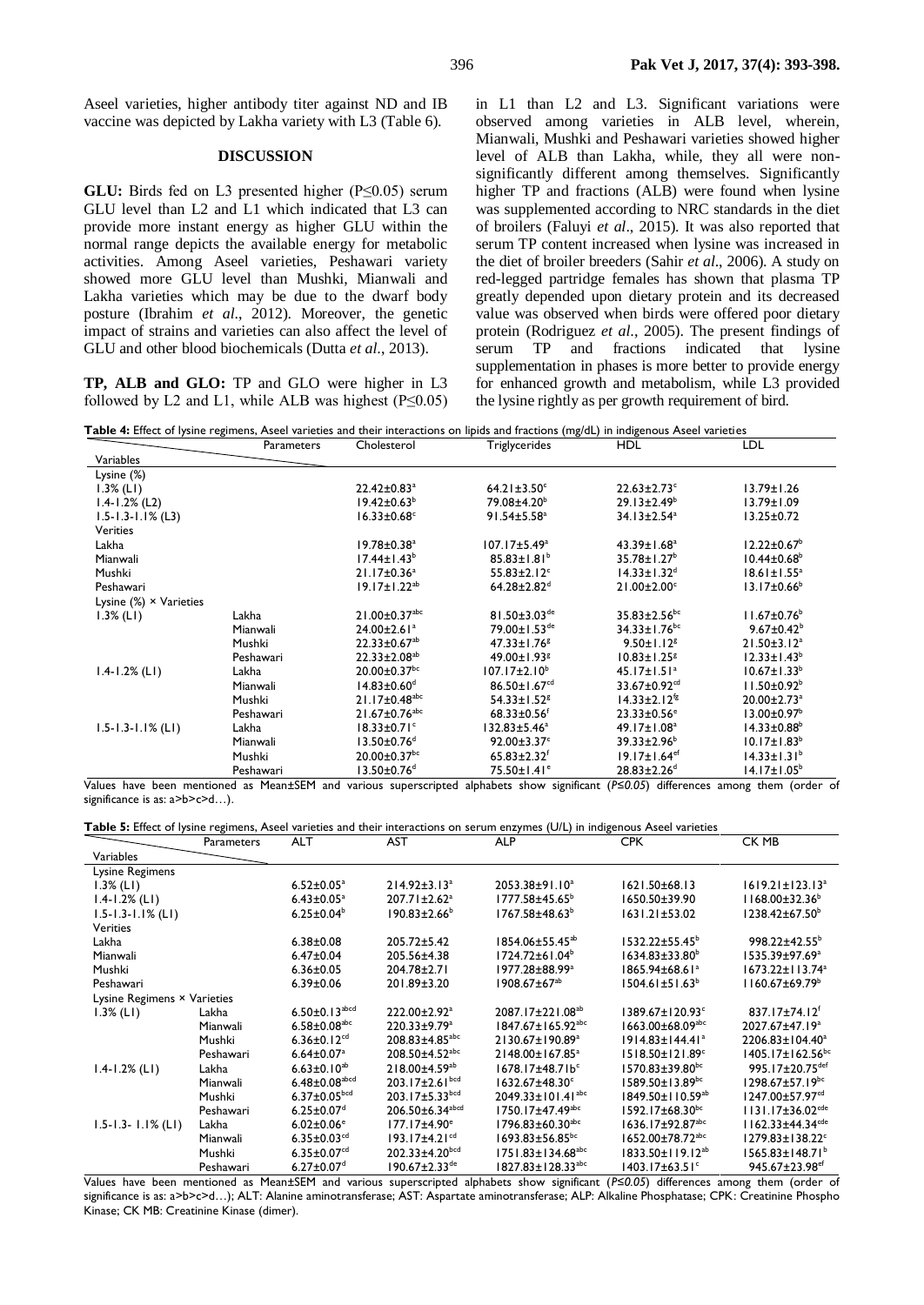Aseel varieties, higher antibody titer against ND and IB vaccine was depicted by Lakha variety with L3 (Table 6).

## DISCUSSION

**GLU:** Birds fed on L3 presented higher ($P \leq 0.05$) serum GLU level than L2 and L1 which indicated that L3 can provide more instant energy as higher GLU within the normal range depicts the available energy for metabolic activities. Among Aseel varieties, Peshawari variety showed more GLU level than Mushki, Mianwali and Lakha varieties which may be due to the dwarf body posture (Ibrahim *et al*., 2012). Moreover, the genetic impact of strains and varieties can also affect the level of GLU and other blood biochemicals (Dutta *et al*., 2013).

**TP, ALB and GLO:** TP and GLO were higher in L3 followed by L2 and L1, while ALB was highest ($P \leq 0.05$) in L1 than L2 and L3. Significant variations were observed among varieties in ALB level, wherein, Mianwali, Mushki and Peshawari varieties showed higher level of ALB than Lakha, while, they all were non-significantly different among themselves. Significantly higher TP and fractions (ALB) were found when lysine was supplemented according to NRC standards in the diet of broilers (Faluyi *et al*., 2015). It was also reported that serum TP content increased when lysine was increased in the diet of broiler breeders (Sahir *et al*., 2006). A study on red-legged partridge females has shown that plasma TP greatly depended upon dietary protein and its decreased value was observed when birds were offered poor dietary protein (Rodriguez *et al*., 2005). The present findings of serum TP and fractions indicated that lysine supplementation in phases is more better to provide energy for enhanced growth and metabolism, while L3 provided the lysine rightly as per growth requirement of bird.

**Table 4:** Effect of lysine regimens, Aseel varieties and their interactions on lipids and fractions (mg/dL) in indigenous Aseel varieties

| Variables | Parameters | Cholesterol | Triglycerides | HDL | LDL |
|---|---|---|---|---|---|
| Lysine (%) | | | | | |
| 1.3% (L1) | | 22.42±0.83[a] | 64.21±3.50[c] | 22.63±2.73[c] | 13.79±1.26 |
| 1.4-1.2% (L2) | | 19.42±0.63[b] | 79.08±4.20[b] | 29.13±2.49[b] | 13.79±1.09 |
| 1.5-1.3-1.1% (L3) | | 16.33±0.68[c] | 91.54±5.58[a] | 34.13±2.54[a] | 13.25±0.72 |
| Verities | | | | | |
| Lakha | | 19.78±0.38[a] | 107.17±5.49[a] | 43.39±1.68[a] | 12.22±0.67[b] |
| Mianwali | | 17.44±1.43[b] | 85.83±1.81[b] | 35.78±1.27[b] | 10.44±0.68[b] |
| Mushki | | 21.17±0.36[a] | 55.83±2.12[c] | 14.33±1.32[d] | 18.61±1.55[a] |
| Peshawari | | 19.17±1.22[ab] | 64.28±2.82[d] | 21.00±2.00[c] | 13.17±0.66[b] |
| Lysine (%) × Varieties | | | | | |
| 1.3% (L1) | Lakha | 21.00±0.37[abc] | 81.50±3.03[de] | 35.83±2.56[bc] | 11.67±0.76[b] |
| | Mianwali | 24.00±2.61[a] | 79.00±1.53[de] | 34.33±1.76[bc] | 9.67±0.42[b] |
| | Mushki | 22.33±0.67[ab] | 47.33±1.76[g] | 9.50±1.12[g] | 21.50±3.12[a] |
| | Peshawari | 22.33±2.08[ab] | 49.00±1.93[g] | 10.83±1.25[g] | 12.33±1.43[b] |
| 1.4-1.2% (L1) | Lakha | 20.00±0.37[bc] | 107.17±2.10[b] | 45.17±1.51[a] | 10.67±1.33[b] |
| | Mianwali | 14.83±0.60[d] | 86.50±1.67[cd] | 33.67±0.92[cd] | 11.50±0.92[b] |
| | Mushki | 21.17±0.48[abc] | 54.33±1.52[g] | 14.33±2.12[fg] | 20.00±2.73[a] |
| | Peshawari | 21.67±0.76[abc] | 68.33±0.56[f] | 23.33±0.56[e] | 13.00±0.97[b] |
| 1.5-1.3-1.1% (L1) | Lakha | 18.33±0.71[c] | 132.83±5.46[a] | 49.17±1.08[a] | 14.33±0.88[b] |
| | Mianwali | 13.50±0.76[d] | 92.00±3.37[c] | 39.33±2.96[b] | 10.17±1.83[b] |
| | Mushki | 20.00±0.37[bc] | 65.83±2.32[f] | 19.17±1.64[ef] | 14.33±1.31[b] |
| | Peshawari | 13.50±0.76[d] | 75.50±1.41[e] | 28.83±2.26[d] | 14.17±1.05[b] |

Values have been mentioned as Mean±SEM and various superscripted alphabets show significant ($P \leq 0.05$) differences among them (order of significance is as: a>b>c>d…).

**Table 5:** Effect of lysine regimens, Aseel varieties and their interactions on serum enzymes (U/L) in indigenous Aseel varieties

| Variables | Parameters | ALT | AST | ALP | CPK | CK MB |
|---|---|---|---|---|---|---|
| Lysine Regimens | | | | | | |
| 1.3% (L1) | | 6.52±0.05[a] | 214.92±3.13[a] | 2053.38±91.10[a] | 1621.50±68.13 | 1619.21±123.13[a] |
| 1.4-1.2% (L1) | | 6.43±0.05[a] | 207.71±2.62[a] | 1777.58±45.65[b] | 1650.50±39.90 | 1168.00±32.36[b] |
| 1.5-1.3-1.1% (L1) | | 6.25±0.04[b] | 190.83±2.66[b] | 1767.58±48.63[b] | 1631.21±53.02 | 1238.42±67.50[b] |
| Verities | | | | | | |
| Lakha | | 6.38±0.08 | 205.72±5.42 | 1854.06±55.45[ab] | 1532.22±55.45[b] | 998.22±42.55[b] |
| Mianwali | | 6.47±0.04 | 205.56±4.38 | 1724.72±61.04[b] | 1634.83±33.80[b] | 1535.39±97.69[a] |
| Mushki | | 6.36±0.05 | 204.78±2.71 | 1977.28±88.99[a] | 1865.94±68.61[a] | 1673.22±113.74[a] |
| Peshawari | | 6.39±0.06 | 201.89±3.20 | 1908.67±67[ab] | 1504.61±51.63[b] | 1160.67±69.79[b] |
| Lysine Regimens × Varieties | | | | | | |
| 1.3% (L1) | Lakha | 6.50±0.13[abcd] | 222.00±2.92[a] | 2087.17±221.08[ab] | 1389.67±120.93[c] | 837.17±74.12[f] |
| | Mianwali | 6.58±0.08[abc] | 220.33±9.79[a] | 1847.67±165.92[abc] | 1663.00±68.09[abc] | 2027.67±47.19[a] |
| | Mushki | 6.36±0.12[cd] | 208.83±4.85[abc] | 2130.67±190.89[a] | 1914.83±144.41[a] | 2206.83±104.40[a] |
| | Peshawari | 6.64±0.07[a] | 208.50±4.52[abc] | 2148.00±167.85[a] | 1518.50±121.89[c] | 1405.17±162.56[bc] |
| 1.4-1.2% (L1) | Lakha | 6.63±0.10[ab] | 218.00±4.59[ab] | 1678.17±48.71[bc] | 1570.83±39.80[bc] | 995.17±20.75[def] |
| | Mianwali | 6.48±0.08[abcd] | 203.17±2.61[bcd] | 1632.67±48.30[c] | 1589.50±13.89[bc] | 1298.67±57.19[bc] |
| | Mushki | 6.37±0.05[bcd] | 203.17±5.33[bcd] | 2049.33±101.41[abc] | 1849.50±110.59[ab] | 1247.00±57.97[cd] |
| | Peshawari | 6.25±0.07[d] | 206.50±6.34[abcd] | 1750.17±47.49[abc] | 1592.17±68.30[bc] | 1131.17±36.02[cde] |
| 1.5-1.3- 1.1% (L1) | Lakha | 6.02±0.06[e] | 177.17±4.90[e] | 1796.83±60.30[abc] | 1636.17±92.87[abc] | 1162.33±44.34[cde] |
| | Mianwali | 6.35±0.03[cd] | 193.17±4.21[cd] | 1693.85±56.85[bc] | 1652.00±78.72[abc] | 1279.83±138.22[c] |
| | Mushki | 6.35±0.07[cd] | 202.33±4.20[bcd] | 1751.83±134.68[abc] | 1833.50±119.12[ab] | 1565.83±148.71[b] |
| | Peshawari | 6.27±0.07[d] | 190.67±2.33[de] | 1827.83±128.33[abc] | 1403.17±63.51[c] | 945.67±23.98[ef] |

Values have been mentioned as Mean±SEM and various superscripted alphabets show significant ($P \leq 0.05$) differences among them (order of significance is as: a>b>c>d…); ALT: Alanine aminotransferase; AST: Aspartate aminotransferase; ALP: Alkaline Phosphatase; CPK: Creatinine Phospho Kinase; CK MB: Creatinine Kinase (dimer).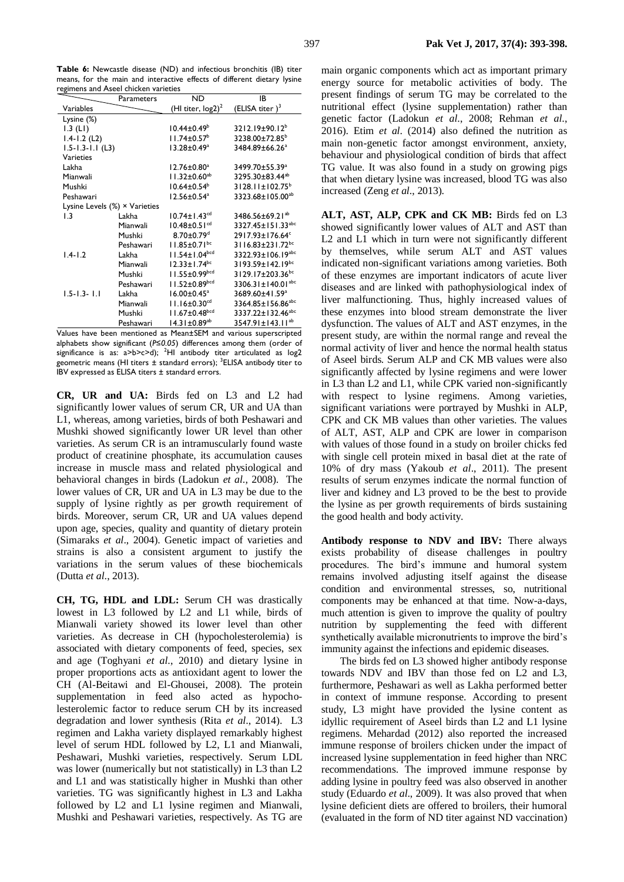**Table 6:** Newcastle disease (ND) and infectious bronchitis (IB) titer means, for the main and interactive effects of different dietary lysine regimens and Aseel chicken varieties

| Variables | Parameters | ND (HI titer, log2)[2] | IB (ELISA titer )[3] |
|---|---|---|---|
| Lysine (%) | | | |
| 1.3 (L1) | | 10.44±0.49[b] | 3212.19±90.12[b] |
| 1.4-1.2 (L2) | | 11.74±0.57[b] | 3238.00±72.85[b] |
| 1.5-1.3-1.1 (L3) | | 13.28±0.49[a] | 3484.89±66.26[a] |
| Varieties | | | |
| Lakha | | 12.76±0.80[a] | 3499.70±55.39[a] |
| Mianwali | | 11.32±0.60[ab] | 3295.30±83.44[ab] |
| Mushki | | 10.64±0.54[b] | 3128.11±102.75[b] |
| Peshawari | | 12.56±0.54[a] | 3323.68±105.00[ab] |
| Lysine Levels (%) × Varieties | | | |
| 1.3 | Lakha | 10.74±1.43[cd] | 3486.56±69.21[ab] |
| | Mianwali | 10.48±0.51[cd] | 3327.45±151.33[abc] |
| | Mushki | 8.70±0.79[d] | 2917.93±176.64[c] |
| | Peshawari | 11.85±0.71[bc] | 3116.83±231.72[bc] |
| 1.4-1.2 | Lakha | 11.54±1.04[bcd] | 3322.93±106.19[abc] |
| | Mianwali | 12.33±1.74[bc] | 3193.59±142.19[bc] |
| | Mushki | 11.55±0.99[bcd] | 3129.17±203.36[bc] |
| | Peshawari | 11.52±0.89[bcd] | 3306.31±140.01[abc] |
| 1.5-1.3- 1.1 | Lakha | 16.00±0.45[a] | 3689.60±41.59[a] |
| | Mianwali | 11.16±0.30[cd] | 3364.85±156.86[abc] |
| | Mushki | 11.67±0.48[bcd] | 3337.22±132.46[abc] |
| | Peshawari | 14.31±0.89[ab] | 3547.91±143.11[ab] |

Values have been mentioned as Mean±SEM and various superscripted alphabets show significant ($P \leq 0.05$) differences among them (order of significance is as: a>b>c>d); [2]HI antibody titer articulated as log2 geometric means (HI titers ± standard errors); [3]ELISA antibody titer to IBV expressed as ELISA titers ± standard errors.

**CR, UR and UA:** Birds fed on L3 and L2 had significantly lower values of serum CR, UR and UA than L1, whereas, among varieties, birds of both Peshawari and Mushki showed significantly lower UR level than other varieties. As serum CR is an intramuscularly found waste product of creatinine phosphate, its accumulation causes increase in muscle mass and related physiological and behavioral changes in birds (Ladokun *et al*., 2008). The lower values of CR, UR and UA in L3 may be due to the supply of lysine rightly as per growth requirement of birds. Moreover, serum CR, UR and UA values depend upon age, species, quality and quantity of dietary protein (Simaraks *et al*., 2004). Genetic impact of varieties and strains is also a consistent argument to justify the variations in the serum values of these biochemicals (Dutta *et al*., 2013).

**CH, TG, HDL and LDL:** Serum CH was drastically lowest in L3 followed by L2 and L1 while, birds of Mianwali variety showed its lower level than other varieties. As decrease in CH (hypocholesterolemia) is associated with dietary components of feed, species, sex and age (Toghyani *et al*., 2010) and dietary lysine in proper proportions acts as antioxidant agent to lower the CH (Al-Beitawi and El-Ghousei, 2008). The protein supplementation in feed also acted as hypocholesterolemic factor to reduce serum CH by its increased degradation and lower synthesis (Rita *et al*., 2014). L3 regimen and Lakha variety displayed remarkably highest level of serum HDL followed by L2, L1 and Mianwali, Peshawari, Mushki varieties, respectively. Serum LDL was lower (numerically but not statistically) in L3 than L2 and L1 and was statistically higher in Mushki than other varieties. TG was significantly highest in L3 and Lakha followed by L2 and L1 lysine regimen and Mianwali, Mushki and Peshawari varieties, respectively. As TG are main organic components which act as important primary energy source for metabolic activities of body. The present findings of serum TG may be correlated to the nutritional effect (lysine supplementation) rather than genetic factor (Ladokun *et al*., 2008; Rehman *et al*., 2016). Etim *et al*. (2014) also defined the nutrition as main non-genetic factor amongst environment, anxiety, behaviour and physiological condition of birds that affect TG value. It was also found in a study on growing pigs that when dietary lysine was increased, blood TG was also increased (Zeng *et al*., 2013).

**ALT, AST, ALP, CPK and CK MB:** Birds fed on L3 showed significantly lower values of ALT and AST than L2 and L1 which in turn were not significantly different by themselves, while serum ALT and AST values indicated non-significant variations among varieties. Both of these enzymes are important indicators of acute liver diseases and are linked with pathophysiological index of liver malfunctioning. Thus, highly increased values of these enzymes into blood stream demonstrate the liver dysfunction. The values of ALT and AST enzymes, in the present study, are within the normal range and reveal the normal activity of liver and hence the normal health status of Aseel birds. Serum ALP and CK MB values were also significantly affected by lysine regimens and were lower in L3 than L2 and L1, while CPK varied non-significantly with respect to lysine regimens. Among varieties, significant variations were portrayed by Mushki in ALP, CPK and CK MB values than other varieties. The values of ALT, AST, ALP and CPK are lower in comparison with values of those found in a study on broiler chicks fed with single cell protein mixed in basal diet at the rate of 10% of dry mass (Yakoub *et al*., 2011). The present results of serum enzymes indicate the normal function of liver and kidney and L3 proved to be the best to provide the lysine as per growth requirements of birds sustaining the good health and body activity.

**Antibody response to NDV and IBV:** There always exists probability of disease challenges in poultry procedures. The bird's immune and humoral system remains involved adjusting itself against the disease condition and environmental stresses, so, nutritional components may be enhanced at that time. Now-a-days, much attention is given to improve the quality of poultry nutrition by supplementing the feed with different synthetically available micronutrients to improve the bird's immunity against the infections and epidemic diseases.

The birds fed on L3 showed higher antibody response towards NDV and IBV than those fed on L2 and L3, furthermore, Peshawari as well as Lakha performed better in context of immune response. According to present study, L3 might have provided the lysine content as idyllic requirement of Aseel birds than L2 and L1 lysine regimens. Mehardad (2012) also reported the increased immune response of broilers chicken under the impact of increased lysine supplementation in feed higher than NRC recommendations. The improved immune response by adding lysine in poultry feed was also observed in another study (Eduardo *et al*., 2009). It was also proved that when lysine deficient diets are offered to broilers, their humoral (evaluated in the form of ND titer against ND vaccination)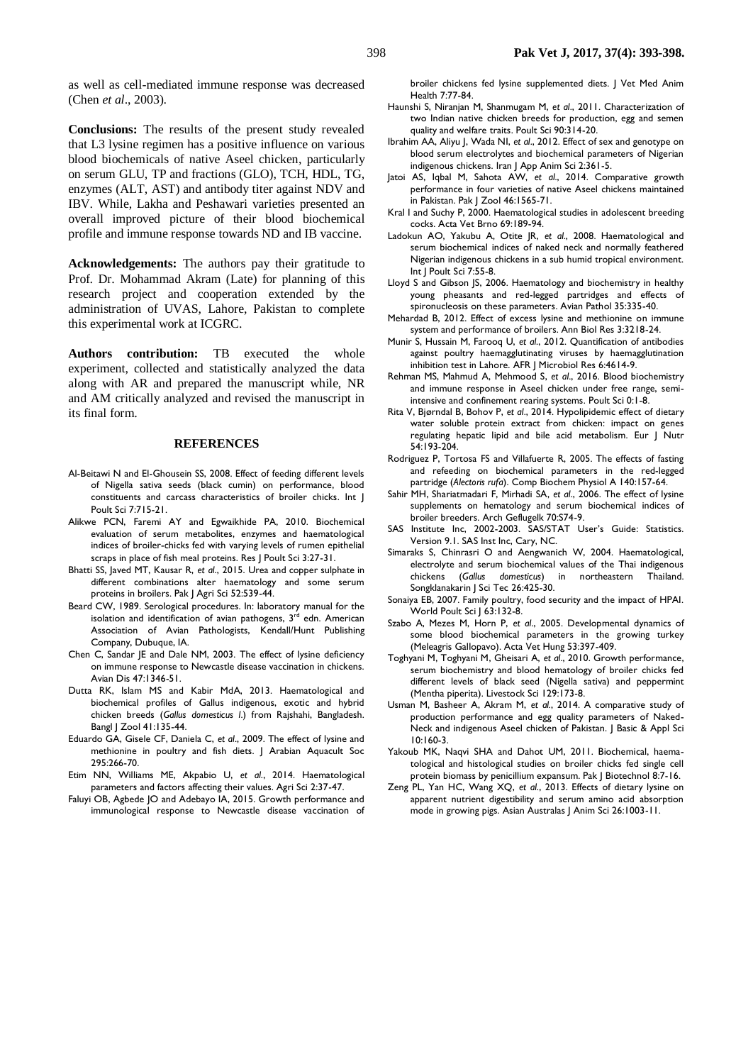as well as cell-mediated immune response was decreased (Chen *et al*., 2003).

**Conclusions:** The results of the present study revealed that L3 lysine regimen has a positive influence on various blood biochemicals of native Aseel chicken, particularly on serum GLU, TP and fractions (GLO), TCH, HDL, TG, enzymes (ALT, AST) and antibody titer against NDV and IBV. While, Lakha and Peshawari varieties presented an overall improved picture of their blood biochemical profile and immune response towards ND and IB vaccine.

**Acknowledgements:** The authors pay their gratitude to Prof. Dr. Mohammad Akram (Late) for planning of this research project and cooperation extended by the administration of UVAS, Lahore, Pakistan to complete this experimental work at ICGRC.

**Authors contribution:** TB executed the whole experiment, collected and statistically analyzed the data along with AR and prepared the manuscript while, NR and AM critically analyzed and revised the manuscript in its final form.

## REFERENCES

Al-Beitawi N and El-Ghousein SS, 2008. Effect of feeding different levels of Nigella sativa seeds (black cumin) on performance, blood constituents and carcass characteristics of broiler chicks. Int J Poult Sci 7:715-21.

Alikwe PCN, Faremi AY and Egwaikhide PA, 2010. Biochemical evaluation of serum metabolites, enzymes and haematological indices of broiler-chicks fed with varying levels of rumen epithelial scraps in place of fish meal proteins. Res J Poult Sci 3:27-31.

Bhatti SS, Javed MT, Kausar R, *et al*., 2015. Urea and copper sulphate in different combinations alter haematology and some serum proteins in broilers. Pak J Agri Sci 52:539-44.

Beard CW, 1989. Serological procedures. In: laboratory manual for the isolation and identification of avian pathogens, 3rd edn. American Association of Avian Pathologists, Kendall/Hunt Publishing Company, Dubuque, IA.

Chen C, Sandar JE and Dale NM, 2003. The effect of lysine deficiency on immune response to Newcastle disease vaccination in chickens. Avian Dis 47:1346-51.

Dutta RK, Islam MS and Kabir MdA, 2013. Haematological and biochemical profiles of Gallus indigenous, exotic and hybrid chicken breeds (*Gallus domesticus l*.) from Rajshahi, Bangladesh. Bangl J Zool 41:135-44.

Eduardo GA, Gisele CF, Daniela C, *et al*., 2009. The effect of lysine and methionine in poultry and fish diets. J Arabian Aquacult Soc 295:266-70.

Etim NN, Williams ME, Akpabio U, *et al*., 2014. Haematological parameters and factors affecting their values. Agri Sci 2:37-47.

Faluyi OB, Agbede JO and Adebayo IA, 2015. Growth performance and immunological response to Newcastle disease vaccination of broiler chickens fed lysine supplemented diets. J Vet Med Anim Health 7:77-84.

Haunshi S, Niranjan M, Shanmugam M, *et al*., 2011. Characterization of two Indian native chicken breeds for production, egg and semen quality and welfare traits. Poult Sci 90:314-20.

Ibrahim AA, Aliyu J, Wada NI, *et al*., 2012. Effect of sex and genotype on blood serum electrolytes and biochemical parameters of Nigerian indigenous chickens. Iran J App Anim Sci 2:361-5.

Jatoi AS, Iqbal M, Sahota AW, *et al*., 2014. Comparative growth performance in four varieties of native Aseel chickens maintained in Pakistan. Pak J Zool 46:1565-71.

Kral I and Suchy P, 2000. Haematological studies in adolescent breeding cocks. Acta Vet Brno 69:189-94.

Ladokun AO, Yakubu A, Otite JR, *et al*., 2008. Haematological and serum biochemical indices of naked neck and normally feathered Nigerian indigenous chickens in a sub humid tropical environment. Int J Poult Sci 7:55-8.

Lloyd S and Gibson JS, 2006. Haematology and biochemistry in healthy young pheasants and red-legged partridges and effects of spironucleosis on these parameters. Avian Pathol 35:335-40.

Mehardad B, 2012. Effect of excess lysine and methionine on immune system and performance of broilers. Ann Biol Res 3:3218-24.

Munir S, Hussain M, Farooq U, *et al*., 2012. Quantification of antibodies against poultry haemagglutinating viruses by haemagglutination inhibition test in Lahore. AFR J Microbiol Res 6:4614-9.

Rehman MS, Mahmud A, Mehmood S, *et al*., 2016. Blood biochemistry and immune response in Aseel chicken under free range, semi-intensive and confinement rearing systems. Poult Sci 0:1-8.

Rita V, Bjørndal B, Bohov P, *et al*., 2014. Hypolipidemic effect of dietary water soluble protein extract from chicken: impact on genes regulating hepatic lipid and bile acid metabolism. Eur J Nutr 54:193-204.

Rodriguez P, Tortosa FS and Villafuerte R, 2005. The effects of fasting and refeeding on biochemical parameters in the red-legged partridge (*Alectoris rufa*). Comp Biochem Physiol A 140:157-64.

Sahir MH, Shariatmadari F, Mirhadi SA, *et al*., 2006. The effect of lysine supplements on hematology and serum biochemical indices of broiler breeders. Arch Geflugelk 70:S74-9.

SAS Institute Inc, 2002-2003. SAS/STAT User's Guide: Statistics. Version 9.1. SAS Inst Inc, Cary, NC.

Simaraks S, Chinrasri O and Aengwanich W, 2004. Haematological, electrolyte and serum biochemical values of the Thai indigenous chickens (*Gallus domesticus*) in northeastern Thailand. Songklanakarin J Sci Tec 26:425-30.

Sonaiya EB, 2007. Family poultry, food security and the impact of HPAI. World Poult Sci J 63:132-8.

Szabo A, Mezes M, Horn P, *et al*., 2005. Developmental dynamics of some blood biochemical parameters in the growing turkey (Meleagris Gallopavo). Acta Vet Hung 53:397-409.

Toghyani M, Toghyani M, Gheisari A, *et al*., 2010. Growth performance, serum biochemistry and blood hematology of broiler chicks fed different levels of black seed (Nigella sativa) and peppermint (Mentha piperita). Livestock Sci 129:173-8.

Usman M, Basheer A, Akram M, *et al*., 2014. A comparative study of production performance and egg quality parameters of Naked-Neck and indigenous Aseel chicken of Pakistan. J Basic & Appl Sci 10:160-3.

Yakoub MK, Naqvi SHA and Dahot UM, 2011. Biochemical, haematological and histological studies on broiler chicks fed single cell protein biomass by penicillium expansum. Pak J Biotechnol 8:7-16.

Zeng PL, Yan HC, Wang XQ, *et al*., 2013. Effects of dietary lysine on apparent nutrient digestibility and serum amino acid absorption mode in growing pigs. Asian Australas J Anim Sci 26:1003-11.